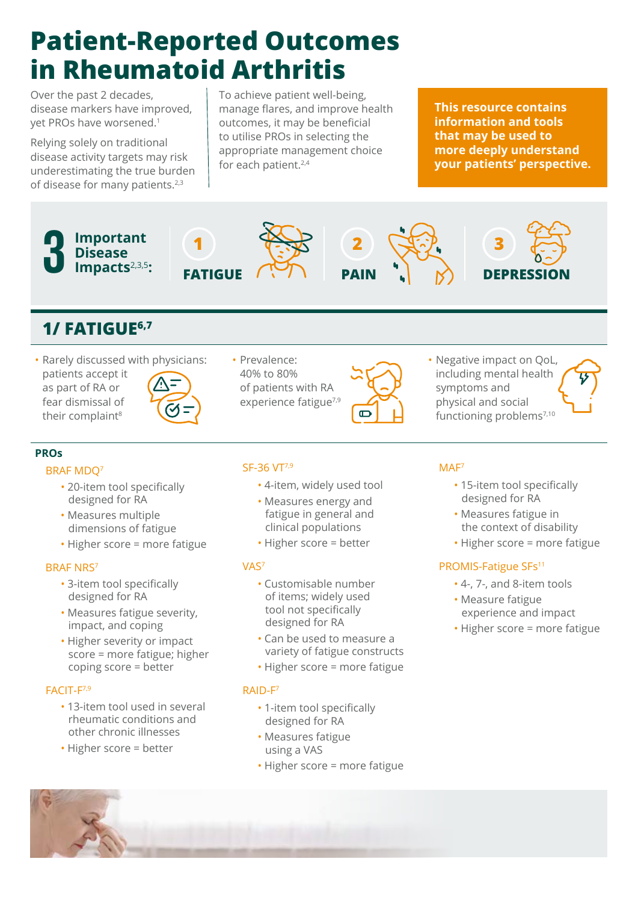# Patient-Reported Outcomes in Rheumatoid Arthritis

Over the past 2 decades, disease markers have improved, yet PROs have worsened.[1]

Relying solely on traditional disease activity targets may risk underestimating the true burden of disease for many patients.[2,3]

To achieve patient well-being, manage flares, and improve health outcomes, it may be beneficial to utilise PROs in selecting the appropriate management choice for each patient.[2,4]

**This resource contains information and tools that may be used to more deeply understand your patients' perspective.**

**3 Important Disease Impacts[2,3,5]:**

1. **FATIGUE**
2. **PAIN**
3. **DEPRESSION**

## 1/ FATIGUE[6,7]

- Rarely discussed with physicians: patients accept it as part of RA or fear dismissal of their complaint[8]
- Prevalence: 40% to 80% of patients with RA experience fatigue[7,9]
- Negative impact on QoL, including mental health symptoms and physical and social functioning problems[7,10]

### PROs

**BRAF MDQ[7]**
- 20-item tool specifically designed for RA
- Measures multiple dimensions of fatigue
- Higher score = more fatigue

**BRAF NRS[7]**
- 3-item tool specifically designed for RA
- Measures fatigue severity, impact, and coping
- Higher severity or impact score = more fatigue; higher coping score = better

**FACIT-F[7,9]**
- 13-item tool used in several rheumatic conditions and other chronic illnesses
- Higher score = better

**SF-36 VT[7,9]**
- 4-item, widely used tool
- Measures energy and fatigue in general and clinical populations
- Higher score = better

**VAS[7]**
- Customisable number of items; widely used tool not specifically designed for RA
- Can be used to measure a variety of fatigue constructs
- Higher score = more fatigue

**RAID-F[7]**
- 1-item tool specifically designed for RA
- Measures fatigue using a VAS
- Higher score = more fatigue

**MAF[7]**
- 15-item tool specifically designed for RA
- Measures fatigue in the context of disability
- Higher score = more fatigue

**PROMIS-Fatigue SFs[11]**
- 4-, 7-, and 8-item tools
- Measure fatigue experience and impact
- Higher score = more fatigue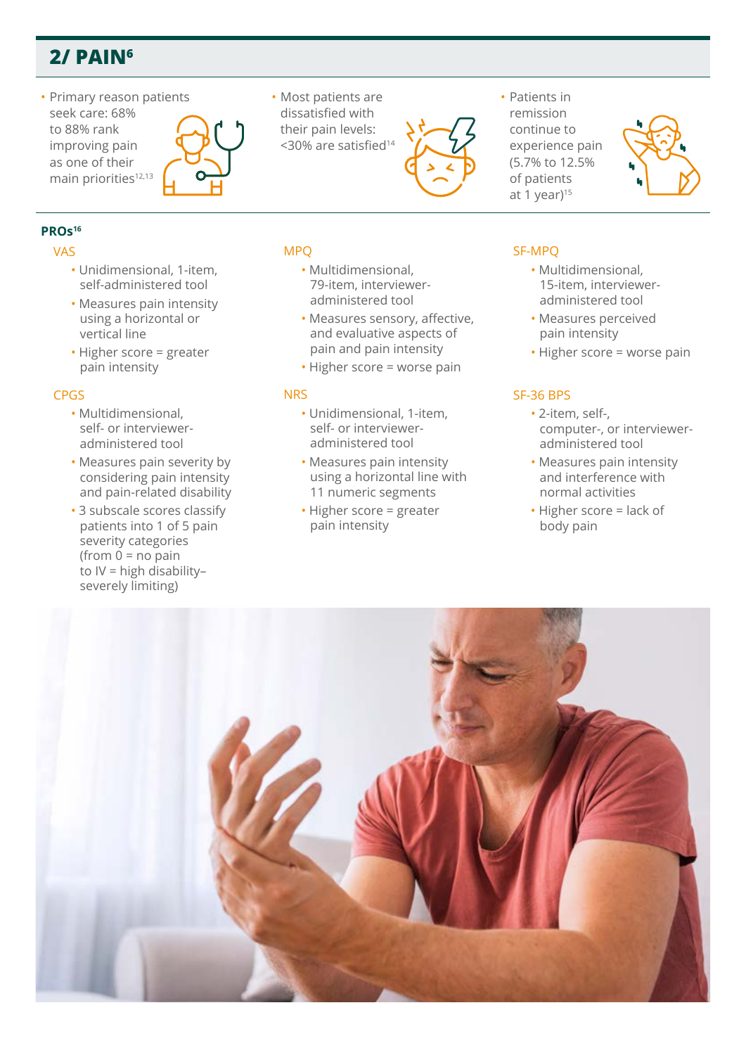## 2/ PAIN[6]

- Primary reason patients seek care: 68% to 88% rank improving pain as one of their main priorities[12,13]
- Most patients are dissatisfied with their pain levels: <30% are satisfied[14]
- Patients in remission continue to experience pain (5.7% to 12.5% of patients at 1 year)[15]

### PROs[16]

#### VAS

- Unidimensional, 1-item, self-administered tool
- Measures pain intensity using a horizontal or vertical line
- Higher score = greater pain intensity

#### CPGS

- Multidimensional, self- or interviewer-administered tool
- Measures pain severity by considering pain intensity and pain-related disability
- 3 subscale scores classify patients into 1 of 5 pain severity categories (from 0 = no pain to IV = high disability–severely limiting)

#### MPQ

- Multidimensional, 79-item, interviewer-administered tool
- Measures sensory, affective, and evaluative aspects of pain and pain intensity
- Higher score = worse pain

#### NRS

- Unidimensional, 1-item, self- or interviewer-administered tool
- Measures pain intensity using a horizontal line with 11 numeric segments
- Higher score = greater pain intensity

#### SF-MPQ

- Multidimensional, 15-item, interviewer-administered tool
- Measures perceived pain intensity
- Higher score = worse pain

#### SF-36 BPS

- 2-item, self-, computer-, or interviewer-administered tool
- Measures pain intensity and interference with normal activities
- Higher score = lack of body pain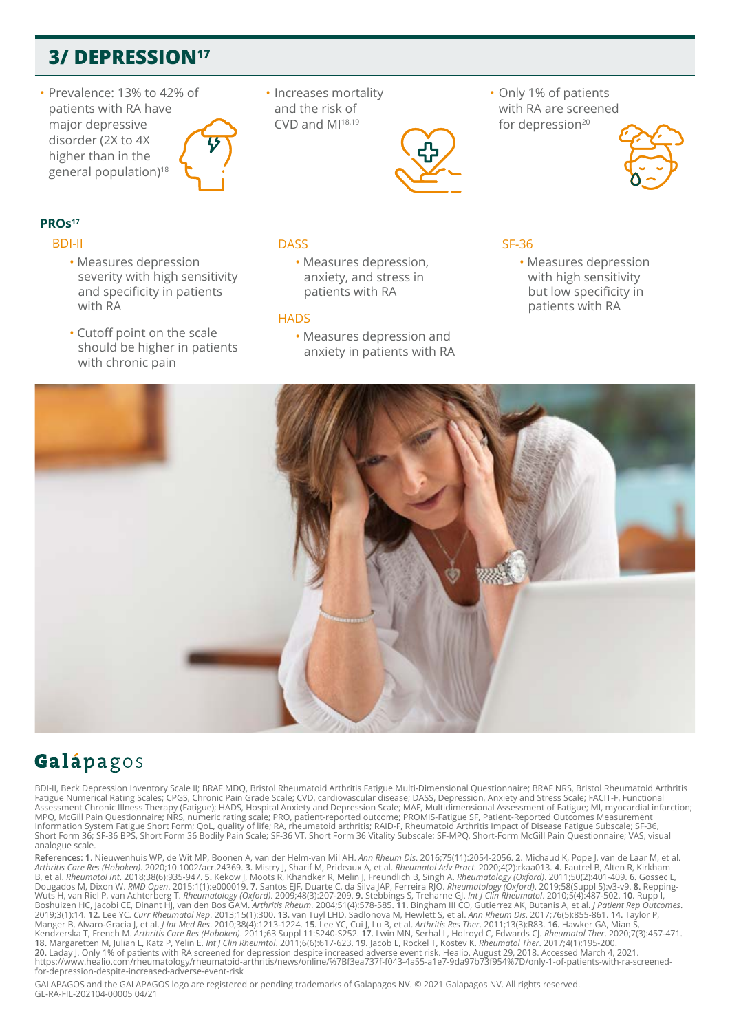## 3/ DEPRESSION[17]

- Prevalence: 13% to 42% of patients with RA have major depressive disorder (2X to 4X higher than in the general population)[18]

- Increases mortality and the risk of CVD and MI[18,19]

- Only 1% of patients with RA are screened for depression[20]

**PROs[17]**

BDI-II

- Measures depression severity with high sensitivity and specificity in patients with RA
- Cutoff point on the scale should be higher in patients with chronic pain

DASS

- Measures depression, anxiety, and stress in patients with RA

HADS

- Measures depression and anxiety in patients with RA

SF-36

- Measures depression with high sensitivity but low specificity in patients with RA

Galápagos

BDI-II, Beck Depression Inventory Scale II; BRAF MDQ, Bristol Rheumatoid Arthritis Fatigue Multi-Dimensional Questionnaire; BRAF NRS, Bristol Rheumatoid Arthritis Fatigue Numerical Rating Scales; CPGS, Chronic Pain Grade Scale; CVD, cardiovascular disease; DASS, Depression, Anxiety and Stress Scale; FACIT-F, Functional Assessment Chronic Illness Therapy (Fatigue); HADS, Hospital Anxiety and Depression Scale; MAF, Multidimensional Assessment of Fatigue; MI, myocardial infarction; MPQ, McGill Pain Questionnaire; NRS, numeric rating scale; PRO, patient-reported outcome; PROMIS-Fatigue SF, Patient-Reported Outcomes Measurement Information System Fatigue Short Form; QoL, quality of life; RA, rheumatoid arthritis; RAID-F, Rheumatoid Arthritis Impact of Disease Fatigue Subscale; SF-36, Short Form 36; SF-36 BPS, Short Form 36 Bodily Pain Scale; SF-36 VT, Short Form 36 Vitality Subscale; SF-MPQ, Short-Form McGill Pain Questionnaire; VAS, visual analogue scale.

**References:** **1.** Nieuwenhuis WP, de Wit MP, Boonen A, van der Helm-van Mil AH. *Ann Rheum Dis*. 2016;75(11):2054-2056. **2.** Michaud K, Pope J, van de Laar M, et al. *Arthritis Care Res (Hoboken)*. 2020;10.1002/acr.24369. **3.** Mistry J, Sharif M, Prideaux A, et al. *Rheumatol Adv Pract.* 2020;4(2):rkaa013. **4.** Fautrel B, Alten R, Kirkham B, et al. *Rheumatol Int*. 2018;38(6):935-947. **5.** Kekow J, Moots R, Khandker R, Melin J, Freundlich B, Singh A. *Rheumatology (Oxford)*. 2011;50(2):401-409. **6.** Gossec L, Dougados M, Dixon W. *RMD Open*. 2015;1(1):e000019. **7.** Santos EJF, Duarte C, da Silva JAP, Ferreira RJO. *Rheumatology (Oxford)*. 2019;58(Suppl 5):v3-v9. **8.** Repping-Wuts H, van Riel P, van Achterberg T. *Rheumatology (Oxford)*. 2009;48(3):207-209. **9.** Stebbings S, Treharne GJ. *Int J Clin Rheumatol*. 2010;5(4):487-502. **10.** Rupp I, Boshuizen HC, Jacobi CE, Dinant HJ, van den Bos GAM. *Arthritis Rheum.* 2004;51(4):578-585. **11.** Bingham III CO, Gutierrez AK, Butanis A, et al. *J Patient Rep Outcomes*. 2019;3(1):14. **12.** Lee YC. *Curr Rheumatol Rep*. 2013;15(1):300. **13.** van Tuyl LHD, Sadlonova M, Hewlett S, et al. *Ann Rheum Dis*. 2017;76(5):855-861. **14.** Taylor P, Manger B, Alvaro-Gracia J, et al. *J Int Med Res*. 2010;38(4):1213-1224. **15.** Lee YC, Cui J, Lu B, et al. *Arthritis Res Ther*. 2011;13(3):R83. **16.** Hawker GA, Mian S, Kendzerska T, French M. *Arthritis Care Res (Hoboken)*. 2011;63 Suppl 11:S240-S252. **17.** Lwin MN, Serhal L, Holroyd C, Edwards CJ. *Rheumatol Ther*. 2020;7(3):457-471. **18.** Margaretten M, Julian L, Katz P, Yelin E. *Int J Clin Rheumatol*. 2011;6(6):617-623. **19.** Jacob L, Rockel T, Kostev K. *Rheumatol Ther*. 2017;4(1):195-200. **20.** Laday J. Only 1% of patients with RA screened for depression despite increased adverse event risk. Healio. August 29, 2018. Accessed March 4, 2021. https://www.healio.com/rheumatology/rheumatoid-arthritis/news/online/%7Bf3ea737f-f043-4a55-a1e7-9da97b73f954%7D/only-1-of-patients-with-ra-screened-for-depression-despite-increased-adverse-event-risk

GALAPAGOS and the GALAPAGOS logo are registered or pending trademarks of Galapagos NV. © 2021 Galapagos NV. All rights reserved.
GL-RA-FIL-202104-00005 04/21